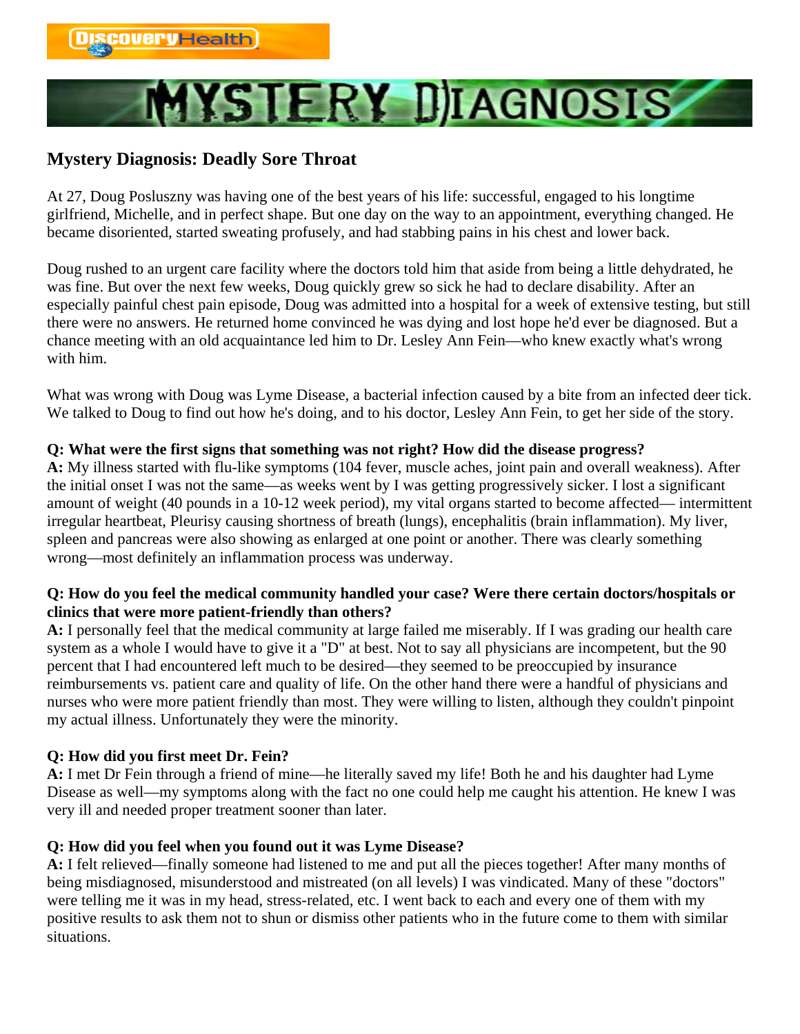# Mystery Diagnosis: Deadly Sore Throat

At 27, Doug Posluszny was having one of the best years of his life: successful, engaged to his longtime girlfriend, Michelle, and in perfect shape. But one day on the way to an appointment, everything changed. He became disoriented, started sweating profusely, and had stabbing pains in his chest and lower back.

Doug rushed to an urgent care facility where the doctors told him that aside from being a little dehydrated, he was fine. But over the next few weeks, Doug quickly grew so sick he had to declare disability. After an especially painful chest pain episode, Doug was admitted into a hospital for a week of extensive testing, but still there were no answers. He returned home convinced he was dying and lost hope he'd ever be diagnosed. But a chance meeting with an old acquaintance led him to Dr. Lesley Ann Fein—who knew exactly what's wrong with him.

What was wrong with Doug was Lyme Disease, a bacterial infection caused by a bite from an infected deer tick. We talked to Doug to find out how he's doing, and to his doctor, Lesley Ann Fein, to get her side of the story.

**Q: What were the first signs that something was not right? How did the disease progress?**
**A:** My illness started with flu-like symptoms (104 fever, muscle aches, joint pain and overall weakness). After the initial onset I was not the same—as weeks went by I was getting progressively sicker. I lost a significant amount of weight (40 pounds in a 10-12 week period), my vital organs started to become affected— intermittent irregular heartbeat, Pleurisy causing shortness of breath (lungs), encephalitis (brain inflammation). My liver, spleen and pancreas were also showing as enlarged at one point or another. There was clearly something wrong—most definitely an inflammation process was underway.

**Q: How do you feel the medical community handled your case? Were there certain doctors/hospitals or clinics that were more patient-friendly than others?**
**A:** I personally feel that the medical community at large failed me miserably. If I was grading our health care system as a whole I would have to give it a "D" at best. Not to say all physicians are incompetent, but the 90 percent that I had encountered left much to be desired—they seemed to be preoccupied by insurance reimbursements vs. patient care and quality of life. On the other hand there were a handful of physicians and nurses who were more patient friendly than most. They were willing to listen, although they couldn't pinpoint my actual illness. Unfortunately they were the minority.

**Q: How did you first meet Dr. Fein?**
**A:** I met Dr Fein through a friend of mine—he literally saved my life! Both he and his daughter had Lyme Disease as well—my symptoms along with the fact no one could help me caught his attention. He knew I was very ill and needed proper treatment sooner than later.

**Q: How did you feel when you found out it was Lyme Disease?**
**A:** I felt relieved—finally someone had listened to me and put all the pieces together! After many months of being misdiagnosed, misunderstood and mistreated (on all levels) I was vindicated. Many of these "doctors" were telling me it was in my head, stress-related, etc. I went back to each and every one of them with my positive results to ask them not to shun or dismiss other patients who in the future come to them with similar situations.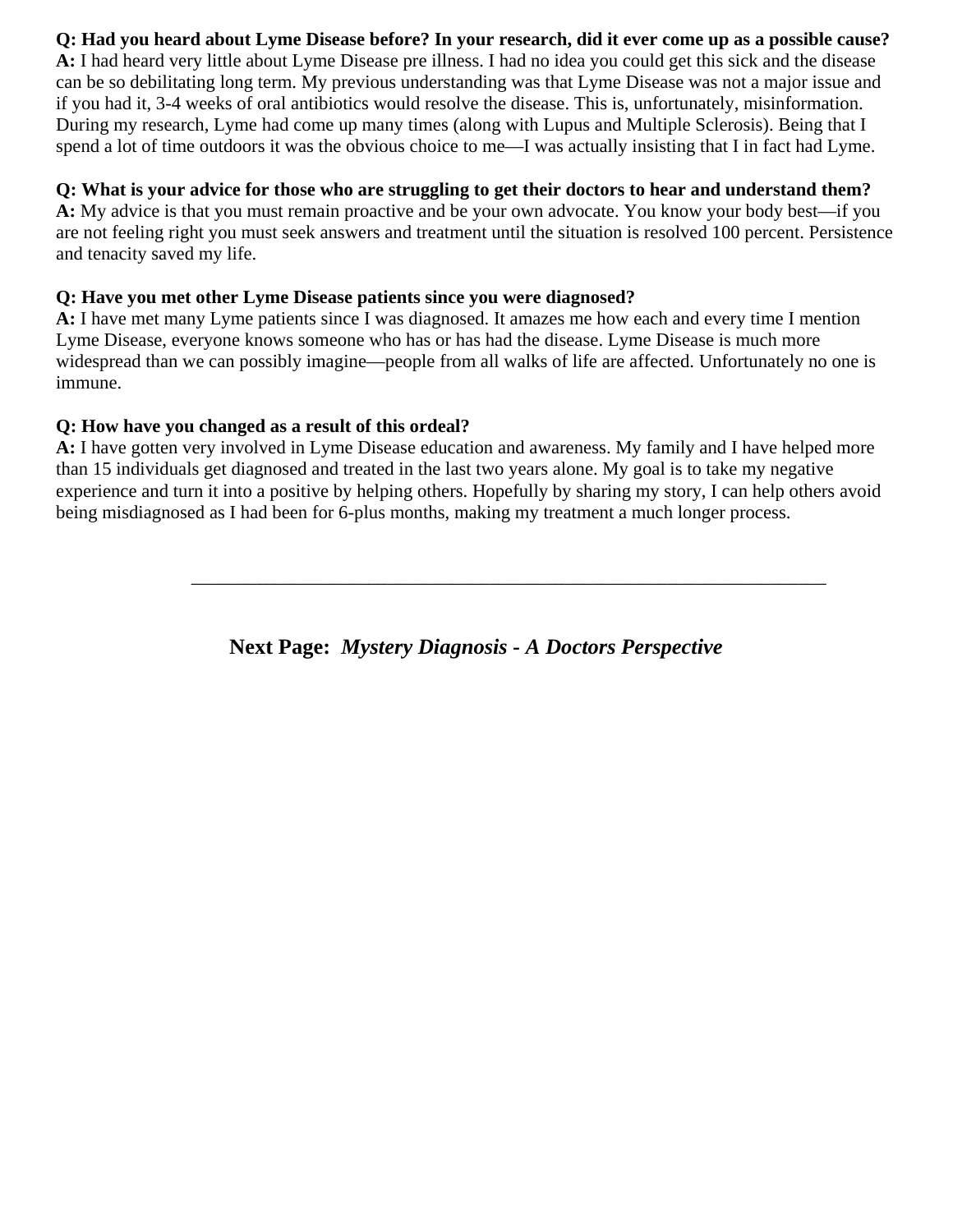**Q: Had you heard about Lyme Disease before? In your research, did it ever come up as a possible cause?**
**A:** I had heard very little about Lyme Disease pre illness. I had no idea you could get this sick and the disease can be so debilitating long term. My previous understanding was that Lyme Disease was not a major issue and if you had it, 3-4 weeks of oral antibiotics would resolve the disease. This is, unfortunately, misinformation. During my research, Lyme had come up many times (along with Lupus and Multiple Sclerosis). Being that I spend a lot of time outdoors it was the obvious choice to me—I was actually insisting that I in fact had Lyme.

**Q: What is your advice for those who are struggling to get their doctors to hear and understand them?**
**A:** My advice is that you must remain proactive and be your own advocate. You know your body best—if you are not feeling right you must seek answers and treatment until the situation is resolved 100 percent. Persistence and tenacity saved my life.

**Q: Have you met other Lyme Disease patients since you were diagnosed?**
**A:** I have met many Lyme patients since I was diagnosed. It amazes me how each and every time I mention Lyme Disease, everyone knows someone who has or has had the disease. Lyme Disease is much more widespread than we can possibly imagine—people from all walks of life are affected. Unfortunately no one is immune.

**Q: How have you changed as a result of this ordeal?**
**A:** I have gotten very involved in Lyme Disease education and awareness. My family and I have helped more than 15 individuals get diagnosed and treated in the last two years alone. My goal is to take my negative experience and turn it into a positive by helping others. Hopefully by sharing my story, I can help others avoid being misdiagnosed as I had been for 6-plus months, making my treatment a much longer process.

---

**Next Page:** ***Mystery Diagnosis - A Doctors Perspective***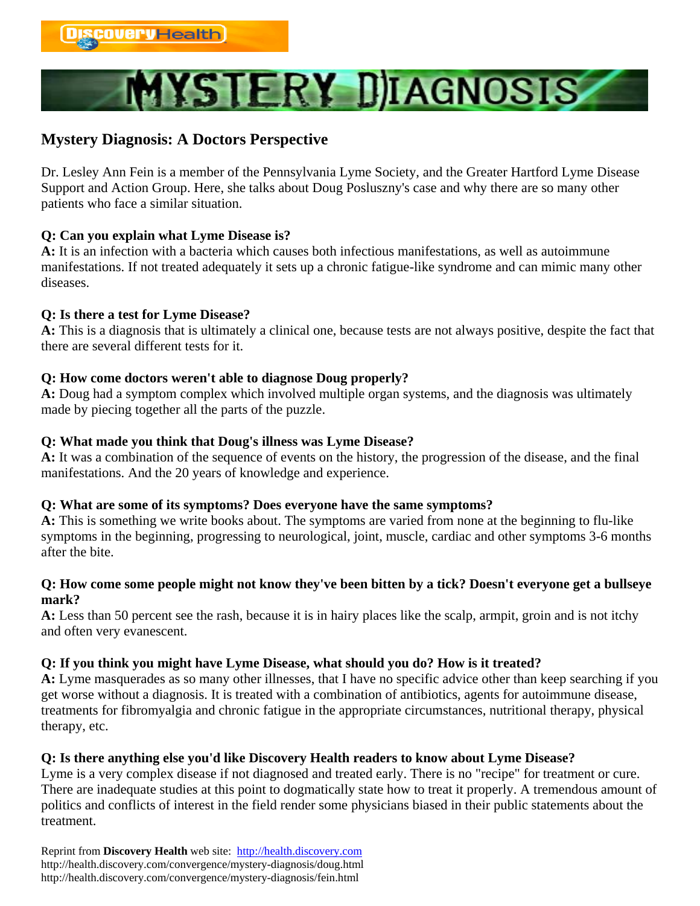# Mystery Diagnosis: A Doctors Perspective

Dr. Lesley Ann Fein is a member of the Pennsylvania Lyme Society, and the Greater Hartford Lyme Disease Support and Action Group. Here, she talks about Doug Posluszny's case and why there are so many other patients who face a similar situation.

**Q: Can you explain what Lyme Disease is?**
**A:** It is an infection with a bacteria which causes both infectious manifestations, as well as autoimmune manifestations. If not treated adequately it sets up a chronic fatigue-like syndrome and can mimic many other diseases.

**Q: Is there a test for Lyme Disease?**
**A:** This is a diagnosis that is ultimately a clinical one, because tests are not always positive, despite the fact that there are several different tests for it.

**Q: How come doctors weren't able to diagnose Doug properly?**
**A:** Doug had a symptom complex which involved multiple organ systems, and the diagnosis was ultimately made by piecing together all the parts of the puzzle.

**Q: What made you think that Doug's illness was Lyme Disease?**
**A:** It was a combination of the sequence of events on the history, the progression of the disease, and the final manifestations. And the 20 years of knowledge and experience.

**Q: What are some of its symptoms? Does everyone have the same symptoms?**
**A:** This is something we write books about. The symptoms are varied from none at the beginning to flu-like symptoms in the beginning, progressing to neurological, joint, muscle, cardiac and other symptoms 3-6 months after the bite.

**Q: How come some people might not know they've been bitten by a tick? Doesn't everyone get a bullseye mark?**
**A:** Less than 50 percent see the rash, because it is in hairy places like the scalp, armpit, groin and is not itchy and often very evanescent.

**Q: If you think you might have Lyme Disease, what should you do? How is it treated?**
**A:** Lyme masquerades as so many other illnesses, that I have no specific advice other than keep searching if you get worse without a diagnosis. It is treated with a combination of antibiotics, agents for autoimmune disease, treatments for fibromyalgia and chronic fatigue in the appropriate circumstances, nutritional therapy, physical therapy, etc.

**Q: Is there anything else you'd like Discovery Health readers to know about Lyme Disease?**
Lyme is a very complex disease if not diagnosed and treated early. There is no "recipe" for treatment or cure. There are inadequate studies at this point to dogmatically state how to treat it properly. A tremendous amount of politics and conflicts of interest in the field render some physicians biased in their public statements about the treatment.

Reprint from **Discovery Health** web site: http://health.discovery.com
http://health.discovery.com/convergence/mystery-diagnosis/doug.html
http://health.discovery.com/convergence/mystery-diagnosis/fein.html